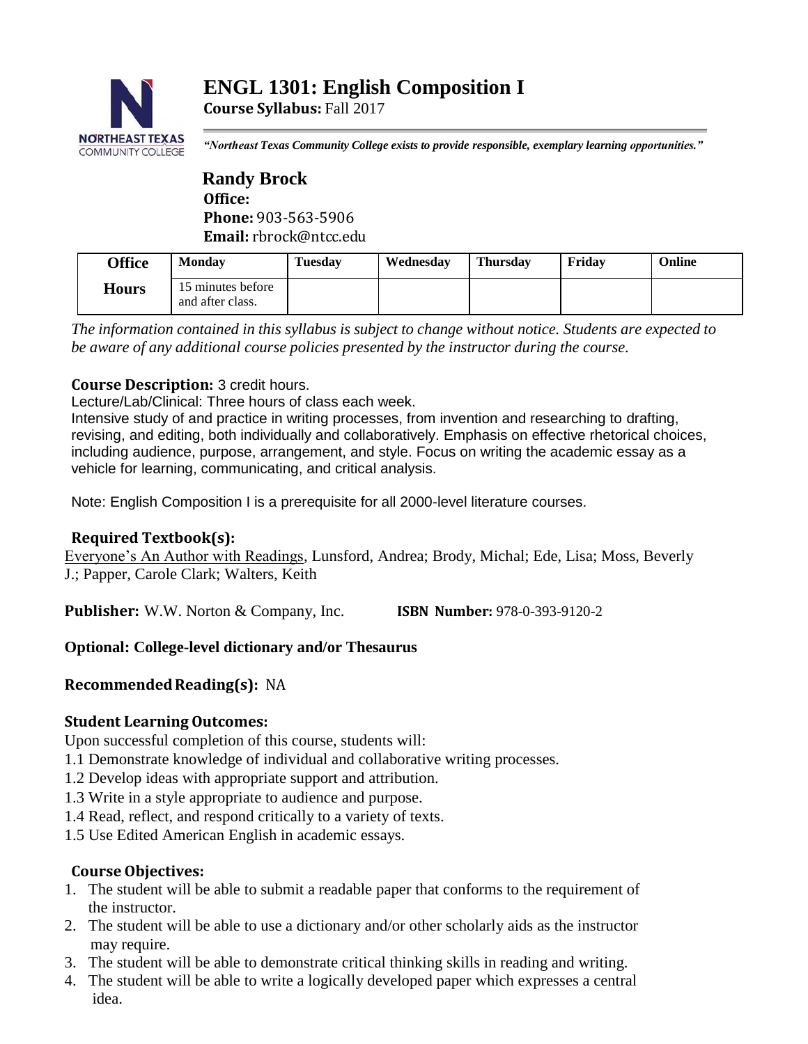# ENGL 1301: English Composition I

**Course Syllabus:** Fall 2017

*"Northeast Texas Community College exists to provide responsible, exemplary learning opportunities."*

**Randy Brock**
**Office:**
**Phone:** 903-563-5906
**Email:** rbrock@ntcc.edu

| Office Hours | Monday | Tuesday | Wednesday | Thursday | Friday | Online |
|---|---|---|---|---|---|---|
| | 15 minutes before and after class. | | | | | |

*The information contained in this syllabus is subject to change without notice. Students are expected to be aware of any additional course policies presented by the instructor during the course.*

**Course Description:** 3 credit hours.
Lecture/Lab/Clinical: Three hours of class each week.
Intensive study of and practice in writing processes, from invention and researching to drafting, revising, and editing, both individually and collaboratively. Emphasis on effective rhetorical choices, including audience, purpose, arrangement, and style. Focus on writing the academic essay as a vehicle for learning, communicating, and critical analysis.

Note: English Composition I is a prerequisite for all 2000-level literature courses.

**Required Textbook(s):**
Everyone's An Author with Readings, Lunsford, Andrea; Brody, Michal; Ede, Lisa; Moss, Beverly J.; Papper, Carole Clark; Walters, Keith

**Publisher:** W.W. Norton & Company, Inc. **ISBN Number:** 978-0-393-9120-2

**Optional: College-level dictionary and/or Thesaurus**

**Recommended Reading(s):** NA

**Student Learning Outcomes:**
Upon successful completion of this course, students will:
1.1 Demonstrate knowledge of individual and collaborative writing processes.
1.2 Develop ideas with appropriate support and attribution.
1.3 Write in a style appropriate to audience and purpose.
1.4 Read, reflect, and respond critically to a variety of texts.
1.5 Use Edited American English in academic essays.

**Course Objectives:**
1. The student will be able to submit a readable paper that conforms to the requirement of the instructor.
2. The student will be able to use a dictionary and/or other scholarly aids as the instructor may require.
3. The student will be able to demonstrate critical thinking skills in reading and writing.
4. The student will be able to write a logically developed paper which expresses a central idea.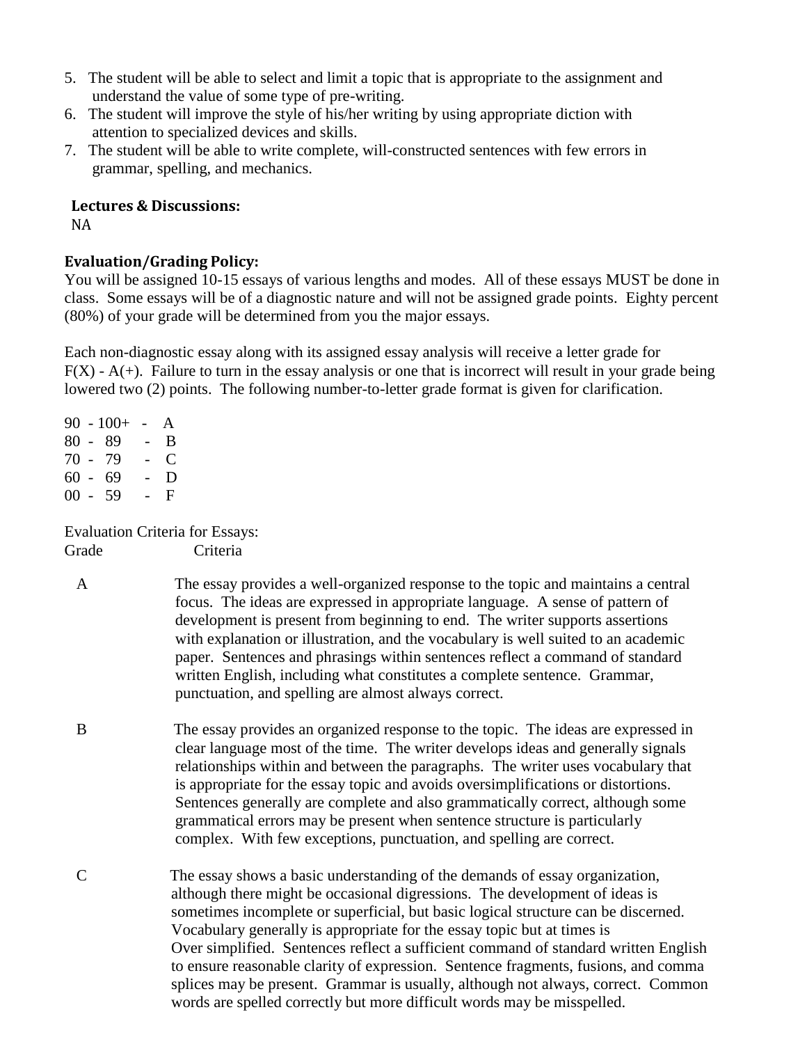5. The student will be able to select and limit a topic that is appropriate to the assignment and understand the value of some type of pre-writing.
6. The student will improve the style of his/her writing by using appropriate diction with attention to specialized devices and skills.
7. The student will be able to write complete, will-constructed sentences with few errors in grammar, spelling, and mechanics.

**Lectures & Discussions:**
NA

**Evaluation/Grading Policy:**
You will be assigned 10-15 essays of various lengths and modes. All of these essays MUST be done in class. Some essays will be of a diagnostic nature and will not be assigned grade points. Eighty percent (80%) of your grade will be determined from you the major essays.

Each non-diagnostic essay along with its assigned essay analysis will receive a letter grade for F(X) - A(+). Failure to turn in the essay analysis or one that is incorrect will result in your grade being lowered two (2) points. The following number-to-letter grade format is given for clarification.

90 - 100+ - A
80 - 89 - B
70 - 79 - C
60 - 69 - D
00 - 59 - F

Evaluation Criteria for Essays:

| Grade | Criteria |
|---|---|
| A | The essay provides a well-organized response to the topic and maintains a central focus. The ideas are expressed in appropriate language. A sense of pattern of development is present from beginning to end. The writer supports assertions with explanation or illustration, and the vocabulary is well suited to an academic paper. Sentences and phrasings within sentences reflect a command of standard written English, including what constitutes a complete sentence. Grammar, punctuation, and spelling are almost always correct. |
| B | The essay provides an organized response to the topic. The ideas are expressed in clear language most of the time. The writer develops ideas and generally signals relationships within and between the paragraphs. The writer uses vocabulary that is appropriate for the essay topic and avoids oversimplifications or distortions. Sentences generally are complete and also grammatically correct, although some grammatical errors may be present when sentence structure is particularly complex. With few exceptions, punctuation, and spelling are correct. |
| C | The essay shows a basic understanding of the demands of essay organization, although there might be occasional digressions. The development of ideas is sometimes incomplete or superficial, but basic logical structure can be discerned. Vocabulary generally is appropriate for the essay topic but at times is Over simplified. Sentences reflect a sufficient command of standard written English to ensure reasonable clarity of expression. Sentence fragments, fusions, and comma splices may be present. Grammar is usually, although not always, correct. Common words are spelled correctly but more difficult words may be misspelled. |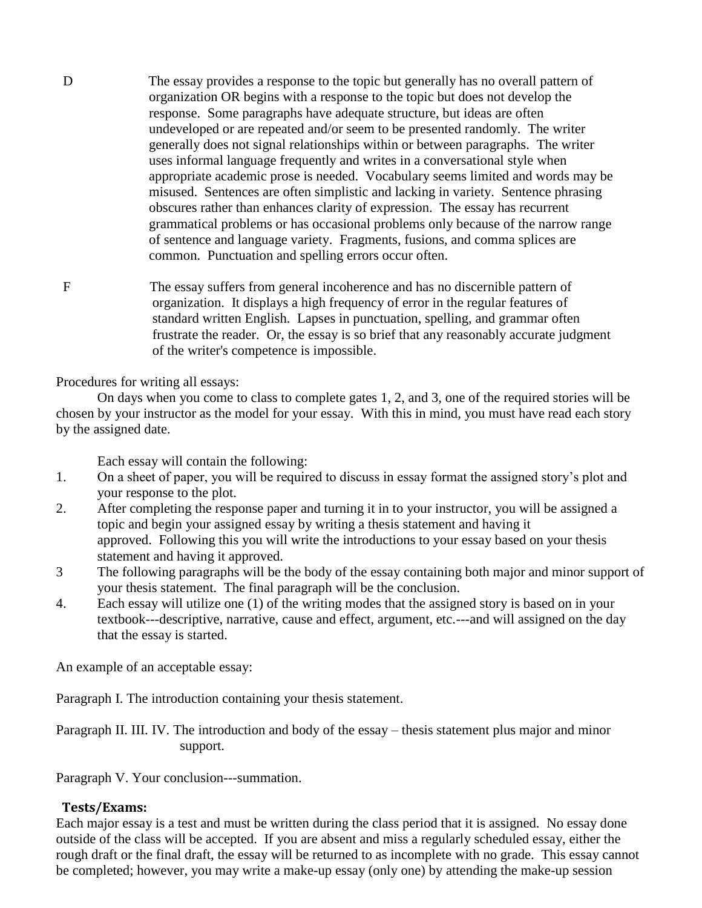D The essay provides a response to the topic but generally has no overall pattern of organization OR begins with a response to the topic but does not develop the response. Some paragraphs have adequate structure, but ideas are often undeveloped or are repeated and/or seem to be presented randomly. The writer generally does not signal relationships within or between paragraphs. The writer uses informal language frequently and writes in a conversational style when appropriate academic prose is needed. Vocabulary seems limited and words may be misused. Sentences are often simplistic and lacking in variety. Sentence phrasing obscures rather than enhances clarity of expression. The essay has recurrent grammatical problems or has occasional problems only because of the narrow range of sentence and language variety. Fragments, fusions, and comma splices are common. Punctuation and spelling errors occur often.

F The essay suffers from general incoherence and has no discernible pattern of organization. It displays a high frequency of error in the regular features of standard written English. Lapses in punctuation, spelling, and grammar often frustrate the reader. Or, the essay is so brief that any reasonably accurate judgment of the writer's competence is impossible.

Procedures for writing all essays:

On days when you come to class to complete gates 1, 2, and 3, one of the required stories will be chosen by your instructor as the model for your essay. With this in mind, you must have read each story by the assigned date.

Each essay will contain the following:

1. On a sheet of paper, you will be required to discuss in essay format the assigned story's plot and your response to the plot.
2. After completing the response paper and turning it in to your instructor, you will be assigned a topic and begin your assigned essay by writing a thesis statement and having it approved. Following this you will write the introductions to your essay based on your thesis statement and having it approved.
3. The following paragraphs will be the body of the essay containing both major and minor support of your thesis statement. The final paragraph will be the conclusion.
4. Each essay will utilize one (1) of the writing modes that the assigned story is based on in your textbook---descriptive, narrative, cause and effect, argument, etc.---and will assigned on the day that the essay is started.

An example of an acceptable essay:

Paragraph I. The introduction containing your thesis statement.

Paragraph II. III. IV. The introduction and body of the essay – thesis statement plus major and minor support.

Paragraph V. Your conclusion---summation.

**Tests/Exams:**

Each major essay is a test and must be written during the class period that it is assigned. No essay done outside of the class will be accepted. If you are absent and miss a regularly scheduled essay, either the rough draft or the final draft, the essay will be returned to as incomplete with no grade. This essay cannot be completed; however, you may write a make-up essay (only one) by attending the make-up session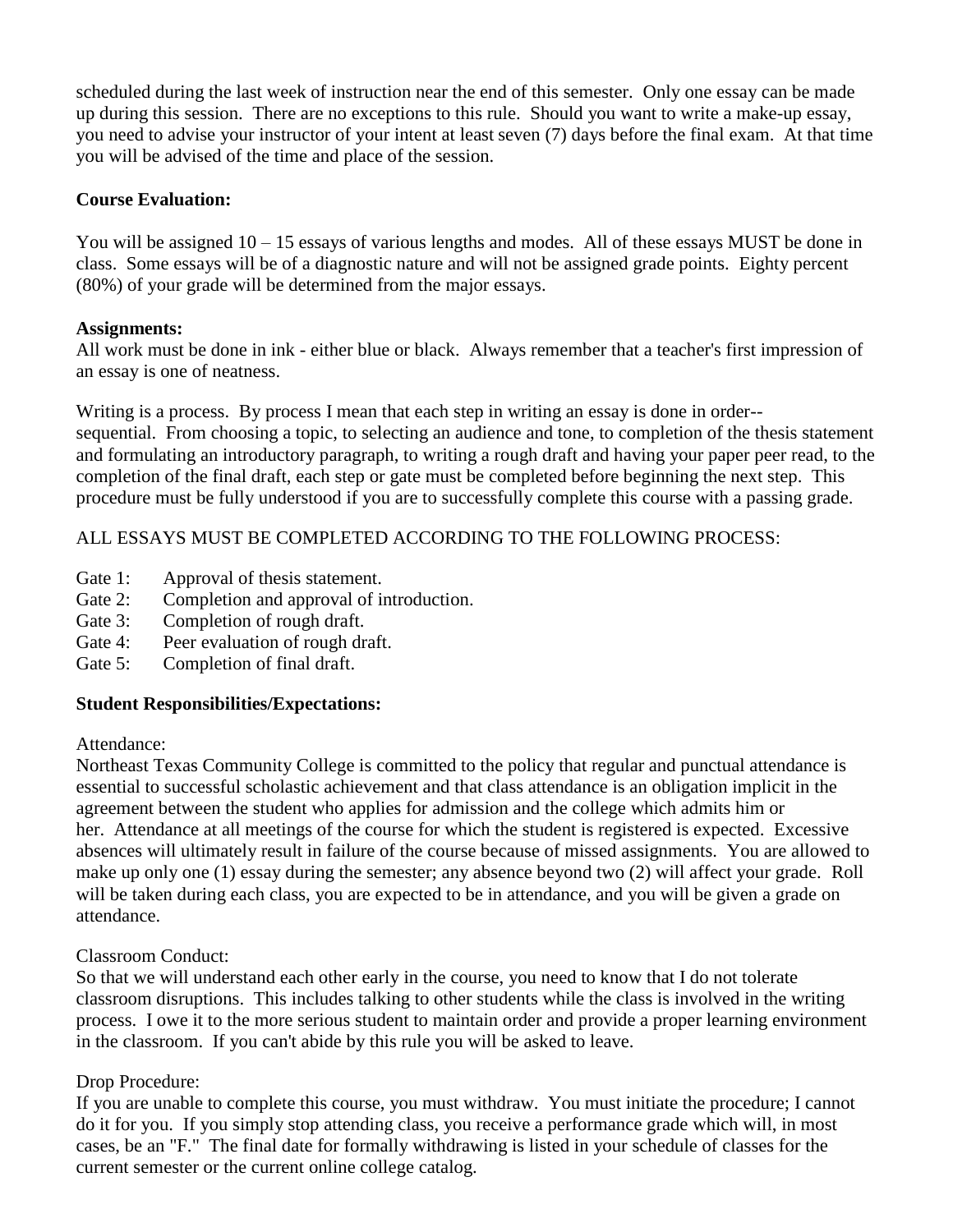scheduled during the last week of instruction near the end of this semester. Only one essay can be made up during this session. There are no exceptions to this rule. Should you want to write a make-up essay, you need to advise your instructor of your intent at least seven (7) days before the final exam. At that time you will be advised of the time and place of the session.

**Course Evaluation:**

You will be assigned 10 – 15 essays of various lengths and modes. All of these essays MUST be done in class. Some essays will be of a diagnostic nature and will not be assigned grade points. Eighty percent (80%) of your grade will be determined from the major essays.

**Assignments:**

All work must be done in ink - either blue or black. Always remember that a teacher's first impression of an essay is one of neatness.

Writing is a process. By process I mean that each step in writing an essay is done in order--sequential. From choosing a topic, to selecting an audience and tone, to completion of the thesis statement and formulating an introductory paragraph, to writing a rough draft and having your paper peer read, to the completion of the final draft, each step or gate must be completed before beginning the next step. This procedure must be fully understood if you are to successfully complete this course with a passing grade.

ALL ESSAYS MUST BE COMPLETED ACCORDING TO THE FOLLOWING PROCESS:

- Gate 1: Approval of thesis statement.
- Gate 2: Completion and approval of introduction.
- Gate 3: Completion of rough draft.
- Gate 4: Peer evaluation of rough draft.
- Gate 5: Completion of final draft.

**Student Responsibilities/Expectations:**

Attendance:

Northeast Texas Community College is committed to the policy that regular and punctual attendance is essential to successful scholastic achievement and that class attendance is an obligation implicit in the agreement between the student who applies for admission and the college which admits him or her. Attendance at all meetings of the course for which the student is registered is expected. Excessive absences will ultimately result in failure of the course because of missed assignments. You are allowed to make up only one (1) essay during the semester; any absence beyond two (2) will affect your grade. Roll will be taken during each class, you are expected to be in attendance, and you will be given a grade on attendance.

Classroom Conduct:

So that we will understand each other early in the course, you need to know that I do not tolerate classroom disruptions. This includes talking to other students while the class is involved in the writing process. I owe it to the more serious student to maintain order and provide a proper learning environment in the classroom. If you can't abide by this rule you will be asked to leave.

Drop Procedure:

If you are unable to complete this course, you must withdraw. You must initiate the procedure; I cannot do it for you. If you simply stop attending class, you receive a performance grade which will, in most cases, be an "F." The final date for formally withdrawing is listed in your schedule of classes for the current semester or the current online college catalog.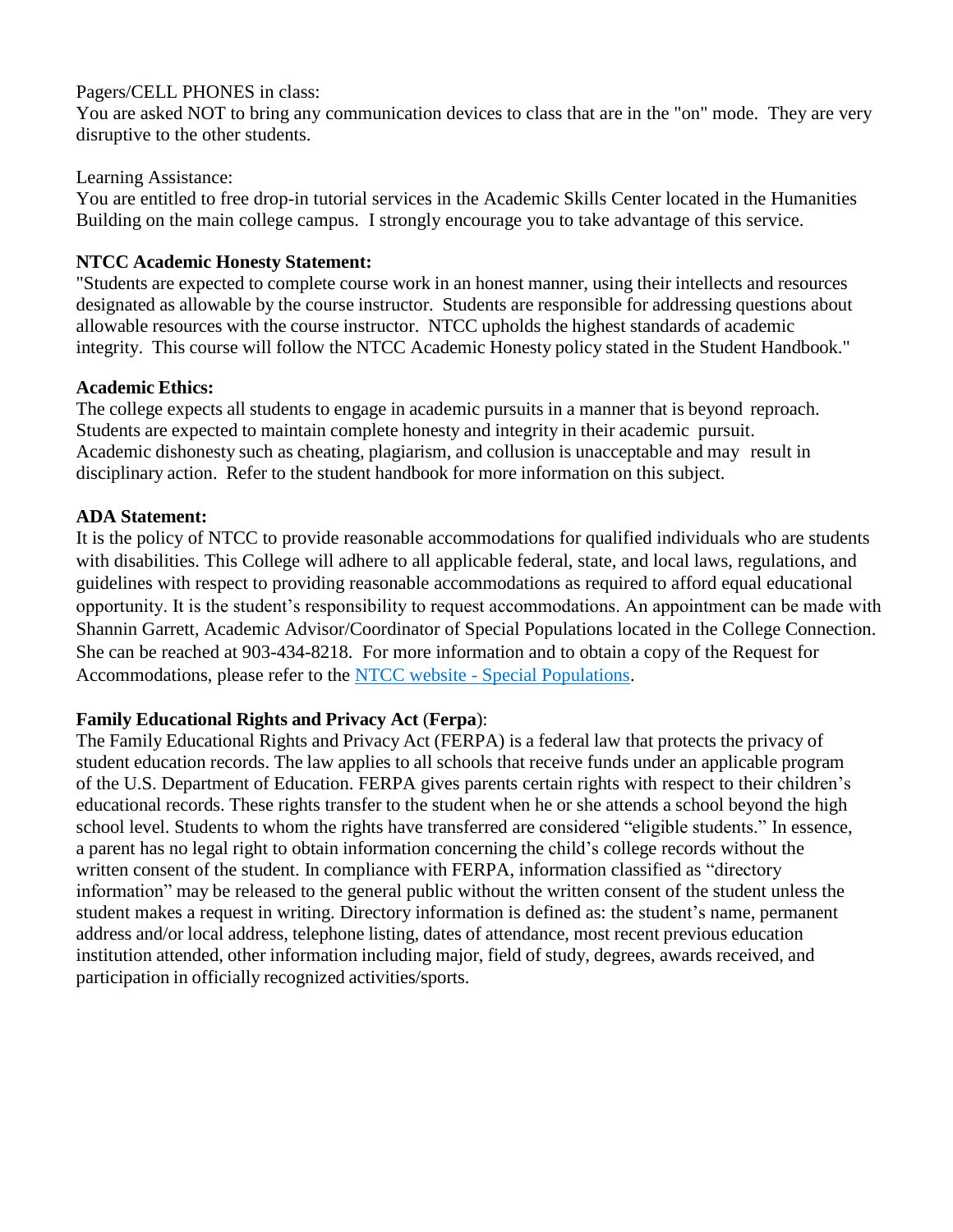Pagers/CELL PHONES in class:
You are asked NOT to bring any communication devices to class that are in the "on" mode. They are very disruptive to the other students.

Learning Assistance:
You are entitled to free drop-in tutorial services in the Academic Skills Center located in the Humanities Building on the main college campus. I strongly encourage you to take advantage of this service.

**NTCC Academic Honesty Statement:**
"Students are expected to complete course work in an honest manner, using their intellects and resources designated as allowable by the course instructor. Students are responsible for addressing questions about allowable resources with the course instructor. NTCC upholds the highest standards of academic integrity. This course will follow the NTCC Academic Honesty policy stated in the Student Handbook."

**Academic Ethics:**
The college expects all students to engage in academic pursuits in a manner that is beyond reproach. Students are expected to maintain complete honesty and integrity in their academic pursuit. Academic dishonesty such as cheating, plagiarism, and collusion is unacceptable and may result in disciplinary action. Refer to the student handbook for more information on this subject.

**ADA Statement:**
It is the policy of NTCC to provide reasonable accommodations for qualified individuals who are students with disabilities. This College will adhere to all applicable federal, state, and local laws, regulations, and guidelines with respect to providing reasonable accommodations as required to afford equal educational opportunity. It is the student's responsibility to request accommodations. An appointment can be made with Shannin Garrett, Academic Advisor/Coordinator of Special Populations located in the College Connection. She can be reached at 903-434-8218. For more information and to obtain a copy of the Request for Accommodations, please refer to the NTCC website - Special Populations.

**Family Educational Rights and Privacy Act (Ferpa):**
The Family Educational Rights and Privacy Act (FERPA) is a federal law that protects the privacy of student education records. The law applies to all schools that receive funds under an applicable program of the U.S. Department of Education. FERPA gives parents certain rights with respect to their children's educational records. These rights transfer to the student when he or she attends a school beyond the high school level. Students to whom the rights have transferred are considered "eligible students." In essence, a parent has no legal right to obtain information concerning the child's college records without the written consent of the student. In compliance with FERPA, information classified as "directory information" may be released to the general public without the written consent of the student unless the student makes a request in writing. Directory information is defined as: the student's name, permanent address and/or local address, telephone listing, dates of attendance, most recent previous education institution attended, other information including major, field of study, degrees, awards received, and participation in officially recognized activities/sports.